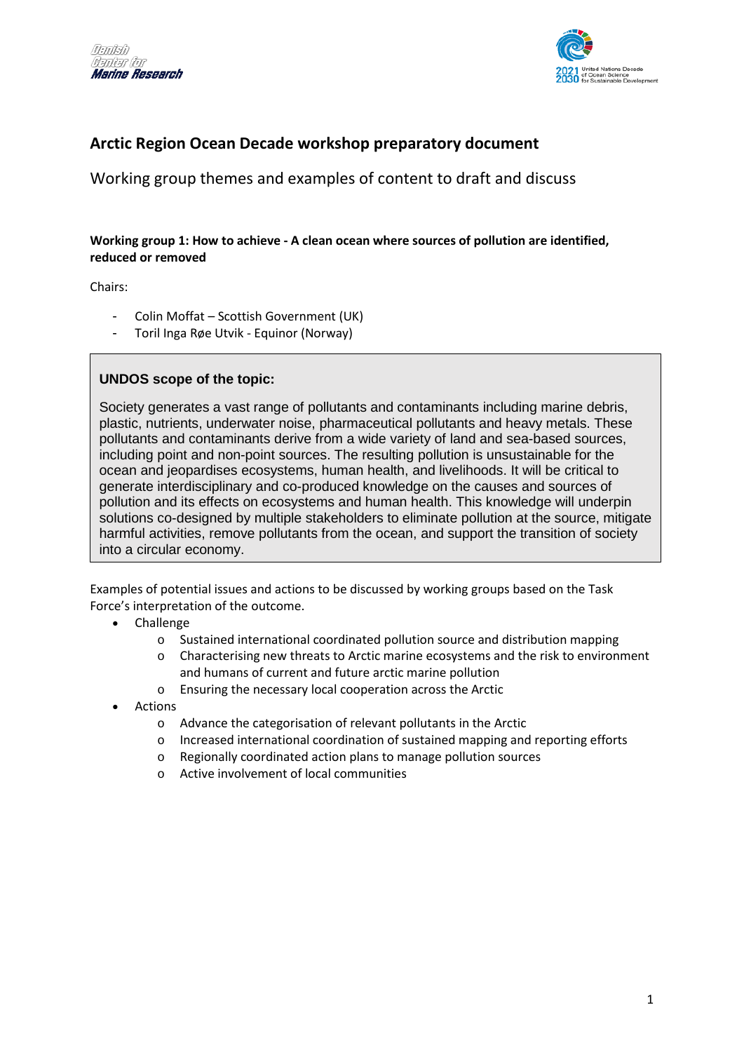Danish Center for Marine Research

2021 2030 United Nations Decade of Ocean Science for Sustainable Development

## Arctic Region Ocean Decade workshop preparatory document

Working group themes and examples of content to draft and discuss

**Working group 1: How to achieve - A clean ocean where sources of pollution are identified, reduced or removed**

Chairs:

- Colin Moffat – Scottish Government (UK)
- Toril Inga Røe Utvik - Equinor (Norway)

**UNDOS scope of the topic:**

Society generates a vast range of pollutants and contaminants including marine debris, plastic, nutrients, underwater noise, pharmaceutical pollutants and heavy metals. These pollutants and contaminants derive from a wide variety of land and sea-based sources, including point and non-point sources. The resulting pollution is unsustainable for the ocean and jeopardises ecosystems, human health, and livelihoods. It will be critical to generate interdisciplinary and co-produced knowledge on the causes and sources of pollution and its effects on ecosystems and human health. This knowledge will underpin solutions co-designed by multiple stakeholders to eliminate pollution at the source, mitigate harmful activities, remove pollutants from the ocean, and support the transition of society into a circular economy.

Examples of potential issues and actions to be discussed by working groups based on the Task Force's interpretation of the outcome.

- Challenge
  - Sustained international coordinated pollution source and distribution mapping
  - Characterising new threats to Arctic marine ecosystems and the risk to environment and humans of current and future arctic marine pollution
  - Ensuring the necessary local cooperation across the Arctic
- Actions
  - Advance the categorisation of relevant pollutants in the Arctic
  - Increased international coordination of sustained mapping and reporting efforts
  - Regionally coordinated action plans to manage pollution sources
  - Active involvement of local communities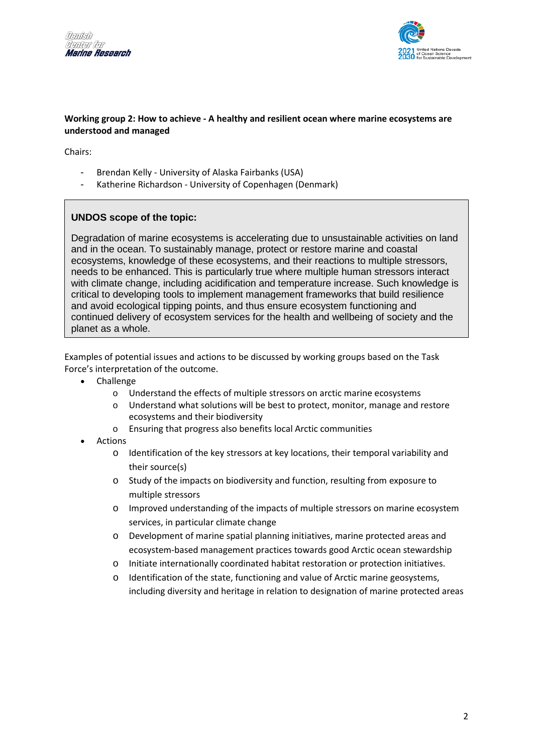**Working group 2: How to achieve - A healthy and resilient ocean where marine ecosystems are understood and managed**

Chairs:

- Brendan Kelly - University of Alaska Fairbanks (USA)
- Katherine Richardson - University of Copenhagen (Denmark)

> **UNDOS scope of the topic:**
>
> Degradation of marine ecosystems is accelerating due to unsustainable activities on land and in the ocean. To sustainably manage, protect or restore marine and coastal ecosystems, knowledge of these ecosystems, and their reactions to multiple stressors, needs to be enhanced. This is particularly true where multiple human stressors interact with climate change, including acidification and temperature increase. Such knowledge is critical to developing tools to implement management frameworks that build resilience and avoid ecological tipping points, and thus ensure ecosystem functioning and continued delivery of ecosystem services for the health and wellbeing of society and the planet as a whole.

Examples of potential issues and actions to be discussed by working groups based on the Task Force's interpretation of the outcome.

- Challenge
  - Understand the effects of multiple stressors on arctic marine ecosystems
  - Understand what solutions will be best to protect, monitor, manage and restore ecosystems and their biodiversity
  - Ensuring that progress also benefits local Arctic communities
- Actions
  - Identification of the key stressors at key locations, their temporal variability and their source(s)
  - Study of the impacts on biodiversity and function, resulting from exposure to multiple stressors
  - Improved understanding of the impacts of multiple stressors on marine ecosystem services, in particular climate change
  - Development of marine spatial planning initiatives, marine protected areas and ecosystem-based management practices towards good Arctic ocean stewardship
  - Initiate internationally coordinated habitat restoration or protection initiatives.
  - Identification of the state, functioning and value of Arctic marine geosystems, including diversity and heritage in relation to designation of marine protected areas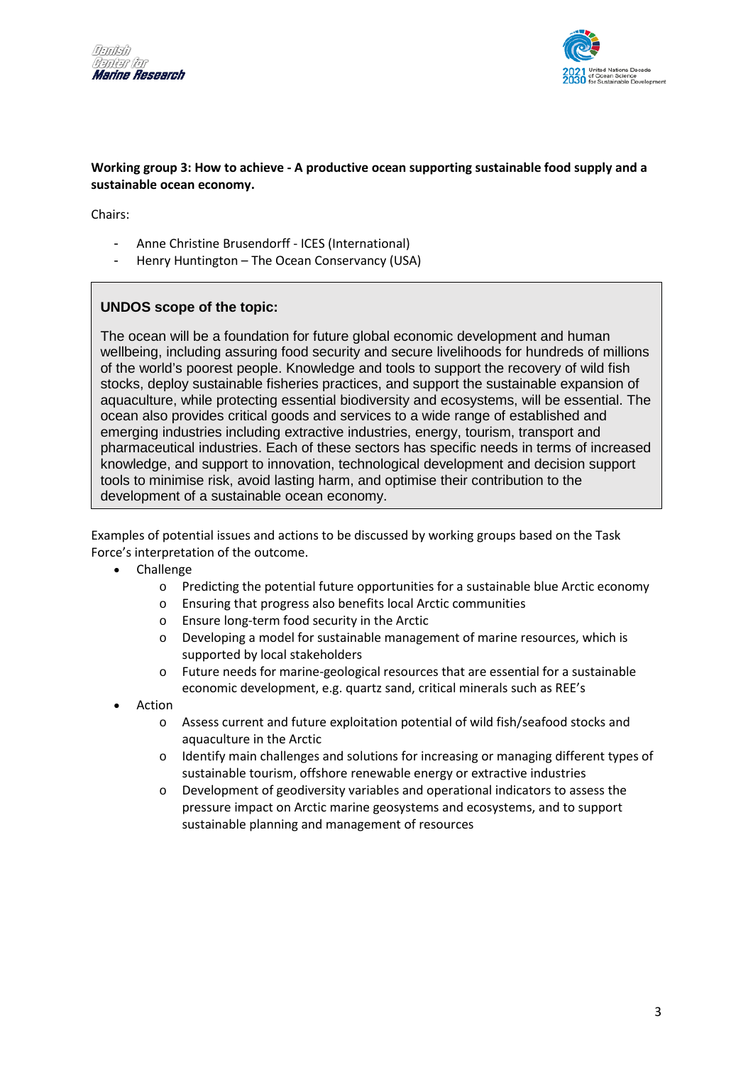**Working group 3: How to achieve - A productive ocean supporting sustainable food supply and a sustainable ocean economy.**

Chairs:

- Anne Christine Brusendorff - ICES (International)
- Henry Huntington – The Ocean Conservancy (USA)

> **UNDOS scope of the topic:**
>
> The ocean will be a foundation for future global economic development and human wellbeing, including assuring food security and secure livelihoods for hundreds of millions of the world's poorest people. Knowledge and tools to support the recovery of wild fish stocks, deploy sustainable fisheries practices, and support the sustainable expansion of aquaculture, while protecting essential biodiversity and ecosystems, will be essential. The ocean also provides critical goods and services to a wide range of established and emerging industries including extractive industries, energy, tourism, transport and pharmaceutical industries. Each of these sectors has specific needs in terms of increased knowledge, and support to innovation, technological development and decision support tools to minimise risk, avoid lasting harm, and optimise their contribution to the development of a sustainable ocean economy.

Examples of potential issues and actions to be discussed by working groups based on the Task Force's interpretation of the outcome.

- Challenge
  - Predicting the potential future opportunities for a sustainable blue Arctic economy
  - Ensuring that progress also benefits local Arctic communities
  - Ensure long-term food security in the Arctic
  - Developing a model for sustainable management of marine resources, which is supported by local stakeholders
  - Future needs for marine-geological resources that are essential for a sustainable economic development, e.g. quartz sand, critical minerals such as REE's
- Action
  - Assess current and future exploitation potential of wild fish/seafood stocks and aquaculture in the Arctic
  - Identify main challenges and solutions for increasing or managing different types of sustainable tourism, offshore renewable energy or extractive industries
  - Development of geodiversity variables and operational indicators to assess the pressure impact on Arctic marine geosystems and ecosystems, and to support sustainable planning and management of resources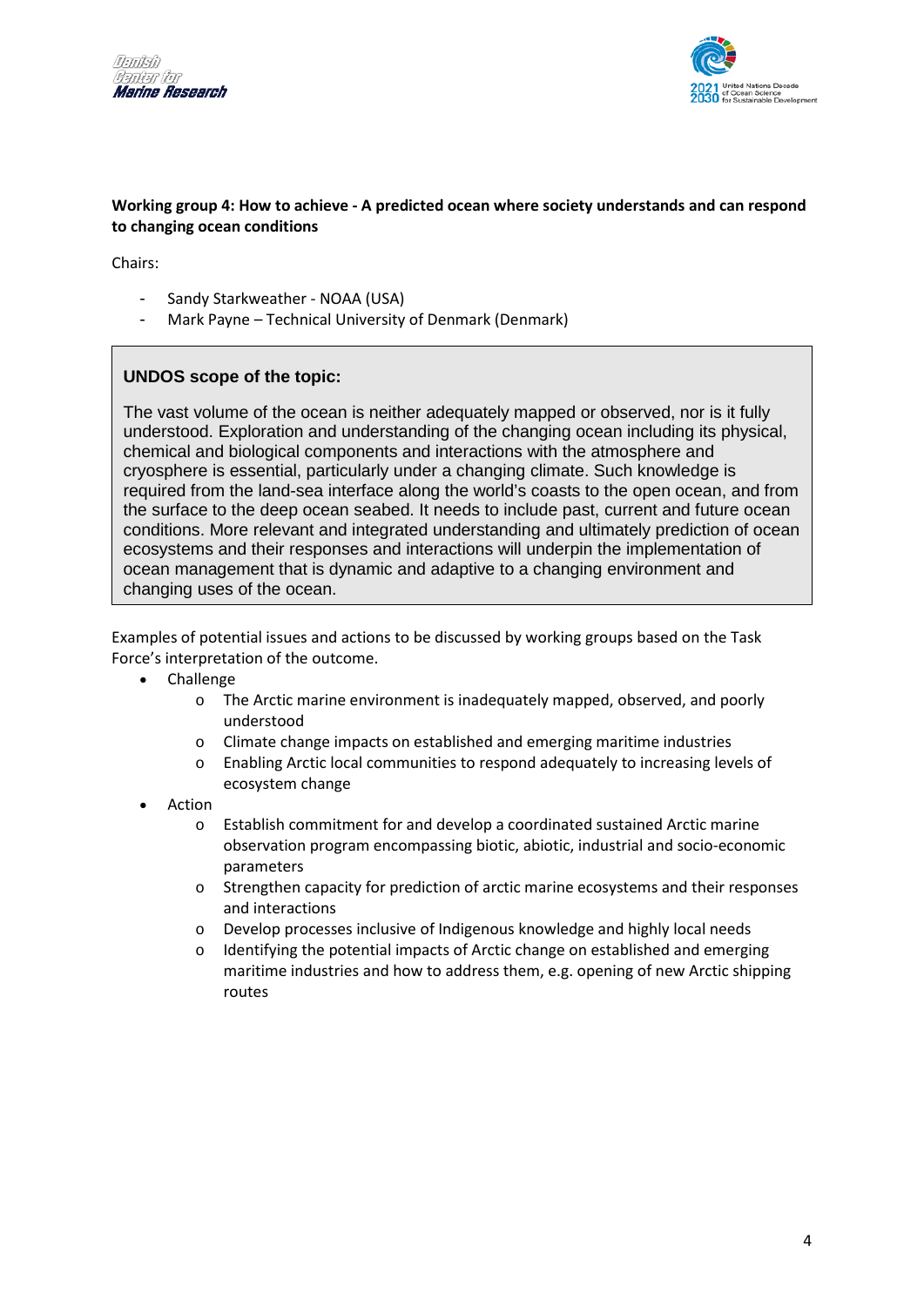**Working group 4: How to achieve - A predicted ocean where society understands and can respond to changing ocean conditions**

Chairs:

- Sandy Starkweather - NOAA (USA)
- Mark Payne – Technical University of Denmark (Denmark)

> **UNDOS scope of the topic:**
>
> The vast volume of the ocean is neither adequately mapped or observed, nor is it fully understood. Exploration and understanding of the changing ocean including its physical, chemical and biological components and interactions with the atmosphere and cryosphere is essential, particularly under a changing climate. Such knowledge is required from the land-sea interface along the world's coasts to the open ocean, and from the surface to the deep ocean seabed. It needs to include past, current and future ocean conditions. More relevant and integrated understanding and ultimately prediction of ocean ecosystems and their responses and interactions will underpin the implementation of ocean management that is dynamic and adaptive to a changing environment and changing uses of the ocean.

Examples of potential issues and actions to be discussed by working groups based on the Task Force's interpretation of the outcome.

- Challenge
  - The Arctic marine environment is inadequately mapped, observed, and poorly understood
  - Climate change impacts on established and emerging maritime industries
  - Enabling Arctic local communities to respond adequately to increasing levels of ecosystem change
- Action
  - Establish commitment for and develop a coordinated sustained Arctic marine observation program encompassing biotic, abiotic, industrial and socio-economic parameters
  - Strengthen capacity for prediction of arctic marine ecosystems and their responses and interactions
  - Develop processes inclusive of Indigenous knowledge and highly local needs
  - Identifying the potential impacts of Arctic change on established and emerging maritime industries and how to address them, e.g. opening of new Arctic shipping routes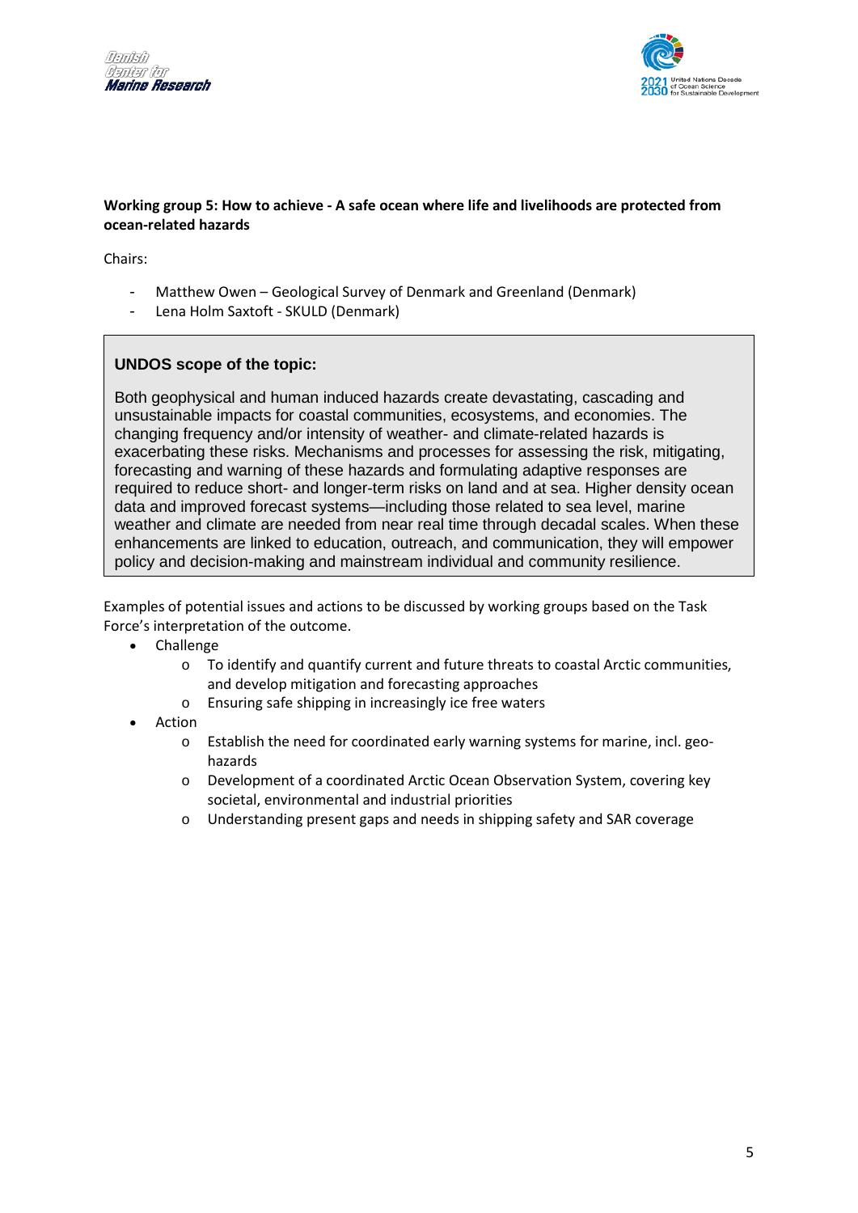**Working group 5: How to achieve - A safe ocean where life and livelihoods are protected from ocean-related hazards**

Chairs:

- Matthew Owen – Geological Survey of Denmark and Greenland (Denmark)
- Lena Holm Saxtoft - SKULD (Denmark)

> **UNDOS scope of the topic:**
>
> Both geophysical and human induced hazards create devastating, cascading and unsustainable impacts for coastal communities, ecosystems, and economies. The changing frequency and/or intensity of weather- and climate-related hazards is exacerbating these risks. Mechanisms and processes for assessing the risk, mitigating, forecasting and warning of these hazards and formulating adaptive responses are required to reduce short- and longer-term risks on land and at sea. Higher density ocean data and improved forecast systems—including those related to sea level, marine weather and climate are needed from near real time through decadal scales. When these enhancements are linked to education, outreach, and communication, they will empower policy and decision-making and mainstream individual and community resilience.

Examples of potential issues and actions to be discussed by working groups based on the Task Force's interpretation of the outcome.

- Challenge
    - To identify and quantify current and future threats to coastal Arctic communities, and develop mitigation and forecasting approaches
    - Ensuring safe shipping in increasingly ice free waters
- Action
    - Establish the need for coordinated early warning systems for marine, incl. geo-hazards
    - Development of a coordinated Arctic Ocean Observation System, covering key societal, environmental and industrial priorities
    - Understanding present gaps and needs in shipping safety and SAR coverage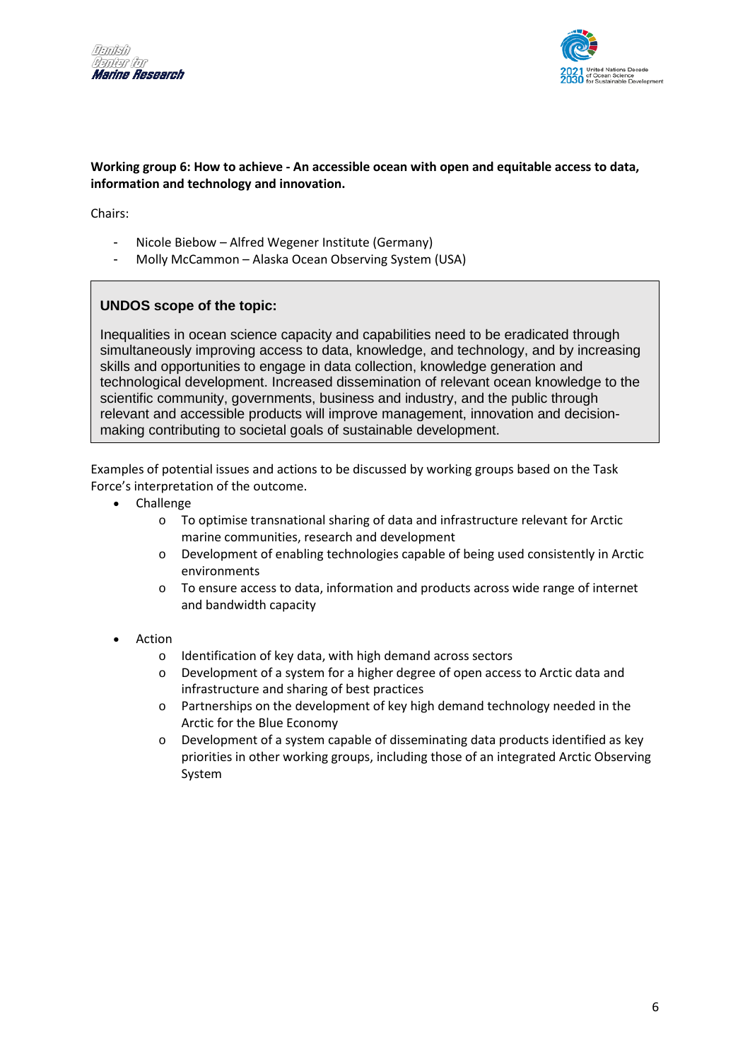**Working group 6: How to achieve - An accessible ocean with open and equitable access to data, information and technology and innovation.**

Chairs:

- Nicole Biebow – Alfred Wegener Institute (Germany)
- Molly McCammon – Alaska Ocean Observing System (USA)

> **UNDOS scope of the topic:**
>
> Inequalities in ocean science capacity and capabilities need to be eradicated through simultaneously improving access to data, knowledge, and technology, and by increasing skills and opportunities to engage in data collection, knowledge generation and technological development. Increased dissemination of relevant ocean knowledge to the scientific community, governments, business and industry, and the public through relevant and accessible products will improve management, innovation and decision-making contributing to societal goals of sustainable development.

Examples of potential issues and actions to be discussed by working groups based on the Task Force's interpretation of the outcome.

- Challenge
  - To optimise transnational sharing of data and infrastructure relevant for Arctic marine communities, research and development
  - Development of enabling technologies capable of being used consistently in Arctic environments
  - To ensure access to data, information and products across wide range of internet and bandwidth capacity

- Action
  - Identification of key data, with high demand across sectors
  - Development of a system for a higher degree of open access to Arctic data and infrastructure and sharing of best practices
  - Partnerships on the development of key high demand technology needed in the Arctic for the Blue Economy
  - Development of a system capable of disseminating data products identified as key priorities in other working groups, including those of an integrated Arctic Observing System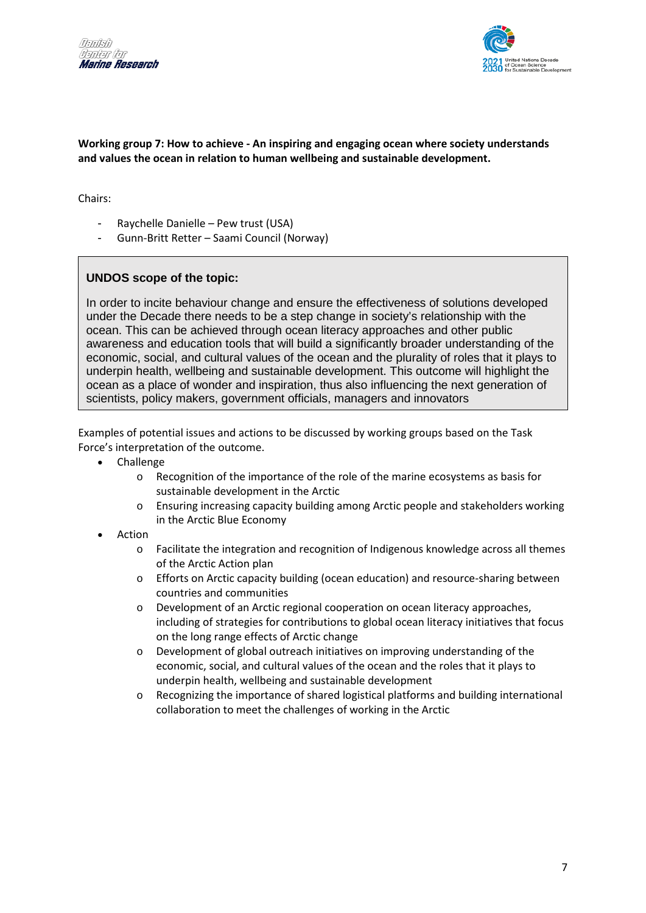**Working group 7: How to achieve - An inspiring and engaging ocean where society understands and values the ocean in relation to human wellbeing and sustainable development.**

Chairs:

- Raychelle Danielle – Pew trust (USA)
- Gunn-Britt Retter – Saami Council (Norway)

**UNDOS scope of the topic:**

In order to incite behaviour change and ensure the effectiveness of solutions developed under the Decade there needs to be a step change in society's relationship with the ocean. This can be achieved through ocean literacy approaches and other public awareness and education tools that will build a significantly broader understanding of the economic, social, and cultural values of the ocean and the plurality of roles that it plays to underpin health, wellbeing and sustainable development. This outcome will highlight the ocean as a place of wonder and inspiration, thus also influencing the next generation of scientists, policy makers, government officials, managers and innovators

Examples of potential issues and actions to be discussed by working groups based on the Task Force's interpretation of the outcome.

- Challenge
  - Recognition of the importance of the role of the marine ecosystems as basis for sustainable development in the Arctic
  - Ensuring increasing capacity building among Arctic people and stakeholders working in the Arctic Blue Economy
- Action
  - Facilitate the integration and recognition of Indigenous knowledge across all themes of the Arctic Action plan
  - Efforts on Arctic capacity building (ocean education) and resource-sharing between countries and communities
  - Development of an Arctic regional cooperation on ocean literacy approaches, including of strategies for contributions to global ocean literacy initiatives that focus on the long range effects of Arctic change
  - Development of global outreach initiatives on improving understanding of the economic, social, and cultural values of the ocean and the roles that it plays to underpin health, wellbeing and sustainable development
  - Recognizing the importance of shared logistical platforms and building international collaboration to meet the challenges of working in the Arctic